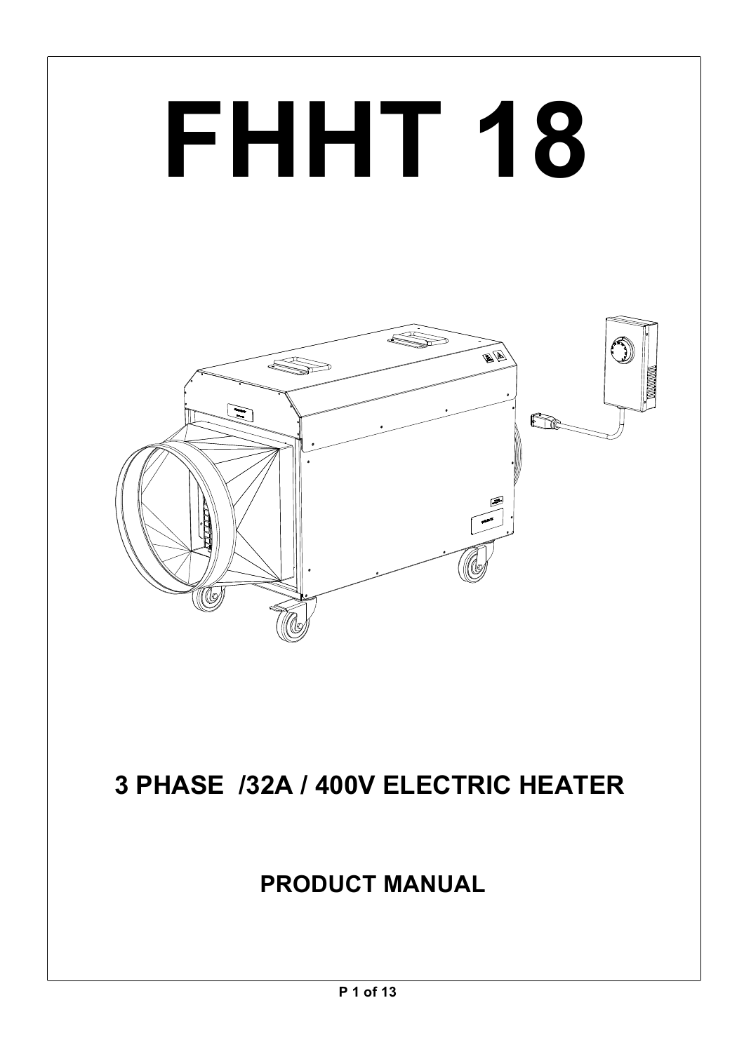# FHHT 18

## 3 PHASE /32A / 400V ELECTRIC HEATER

## PRODUCT MANUAL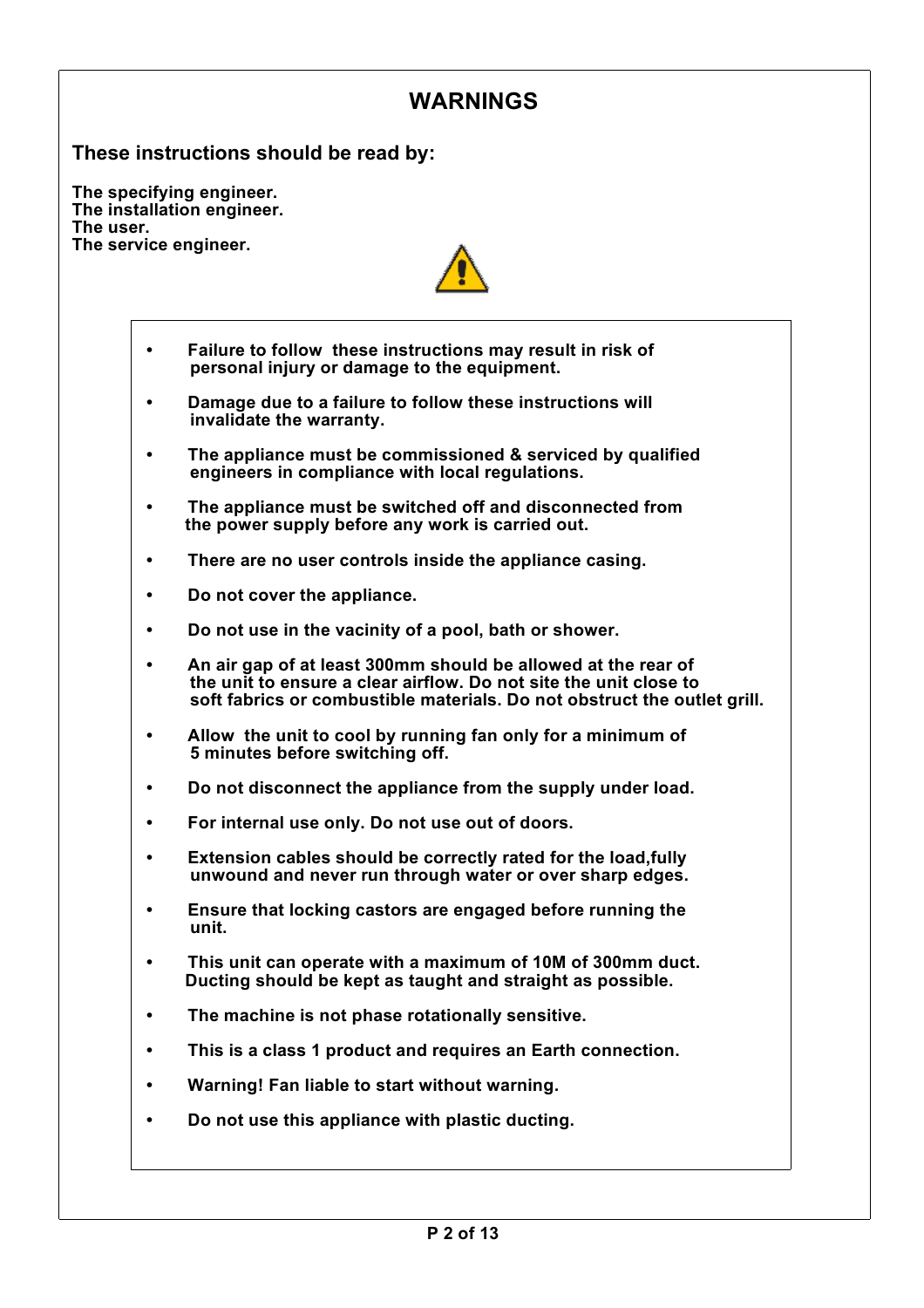# WARNINGS

## These instructions should be read by:

**The specifying engineer.**
**The installation engineer.**
**The user.**
**The service engineer.**

- **Failure to follow these instructions may result in risk of personal injury or damage to the equipment.**
- **Damage due to a failure to follow these instructions will invalidate the warranty.**
- **The appliance must be commissioned & serviced by qualified engineers in compliance with local regulations.**
- **The appliance must be switched off and disconnected from the power supply before any work is carried out.**
- **There are no user controls inside the appliance casing.**
- **Do not cover the appliance.**
- **Do not use in the vacinity of a pool, bath or shower.**
- **An air gap of at least 300mm should be allowed at the rear of the unit to ensure a clear airflow. Do not site the unit close to soft fabrics or combustible materials. Do not obstruct the outlet grill.**
- **Allow the unit to cool by running fan only for a minimum of 5 minutes before switching off.**
- **Do not disconnect the appliance from the supply under load.**
- **For internal use only. Do not use out of doors.**
- **Extension cables should be correctly rated for the load,fully unwound and never run through water or over sharp edges.**
- **Ensure that locking castors are engaged before running the unit.**
- **This unit can operate with a maximum of 10M of 300mm duct. Ducting should be kept as taught and straight as possible.**
- **The machine is not phase rotationally sensitive.**
- **This is a class 1 product and requires an Earth connection.**
- **Warning! Fan liable to start without warning.**
- **Do not use this appliance with plastic ducting.**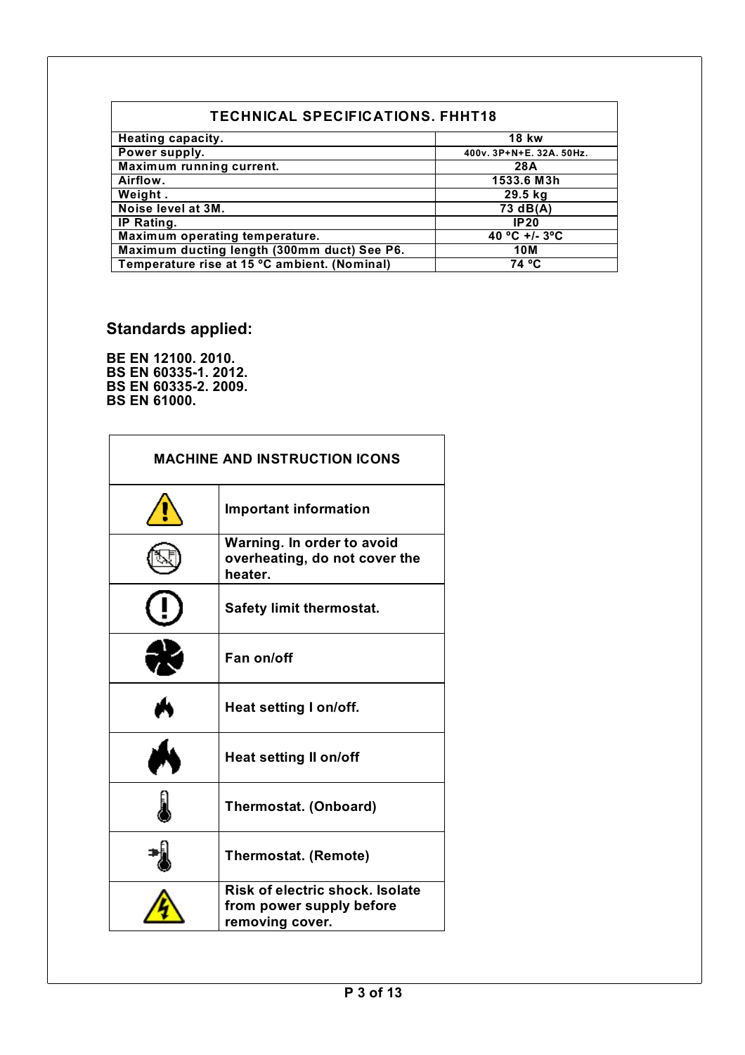| TECHNICAL SPECIFICATIONS. FHHT18 | |
|---|---|
| Heating capacity. | 18 kw |
| Power supply. | 400v. 3P+N+E. 32A. 50Hz. |
| Maximum running current. | 28A |
| Airflow. | 1533.6 M3h |
| Weight . | 29.5 kg |
| Noise level at 3M. | 73 dB(A) |
| IP Rating. | IP20 |
| Maximum operating temperature. | 40 ºC +/- 3ºC |
| Maximum ducting length (300mm duct) See P6. | 10M |
| Temperature rise at 15 ºC ambient. (Nominal) | 74 ºC |

## Standards applied:

**BE EN 12100. 2010.**
**BS EN 60335-1. 2012.**
**BS EN 60335-2. 2009.**
**BS EN 61000.**

| MACHINE AND INSTRUCTION ICONS | |
|---|---|
| | Important information |
| | Warning. In order to avoid overheating, do not cover the heater. |
| | Safety limit thermostat. |
| | Fan on/off |
| | Heat setting I on/off. |
| | Heat setting II on/off |
| | Thermostat. (Onboard) |
| | Thermostat. (Remote) |
| | Risk of electric shock. Isolate from power supply before removing cover. |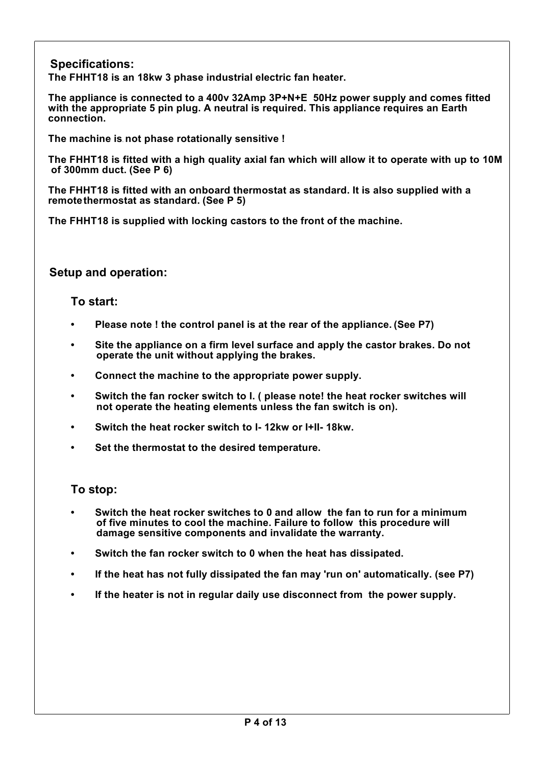## Specifications:

**The FHHT18 is an 18kw 3 phase industrial electric fan heater.**

**The appliance is connected to a 400v 32Amp 3P+N+E 50Hz power supply and comes fitted with the appropriate 5 pin plug. A neutral is required. This appliance requires an Earth connection.**

**The machine is not phase rotationally sensitive !**

**The FHHT18 is fitted with a high quality axial fan which will allow it to operate with up to 10M of 300mm duct. (See P 6)**

**The FHHT18 is fitted with an onboard thermostat as standard. It is also supplied with a remote thermostat as standard. (See P 5)**

**The FHHT18 is supplied with locking castors to the front of the machine.**

## Setup and operation:

### To start:

- **Please note ! the control panel is at the rear of the appliance. (See P7)**
- **Site the appliance on a firm level surface and apply the castor brakes. Do not operate the unit without applying the brakes.**
- **Connect the machine to the appropriate power supply.**
- **Switch the fan rocker switch to I. ( please note! the heat rocker switches will not operate the heating elements unless the fan switch is on).**
- **Switch the heat rocker switch to I- 12kw or I+II- 18kw.**
- **Set the thermostat to the desired temperature.**

### To stop:

- **Switch the heat rocker switches to 0 and allow the fan to run for a minimum of five minutes to cool the machine. Failure to follow this procedure will damage sensitive components and invalidate the warranty.**
- **Switch the fan rocker switch to 0 when the heat has dissipated.**
- **If the heat has not fully dissipated the fan may 'run on' automatically. (see P7)**
- **If the heater is not in regular daily use disconnect from the power supply.**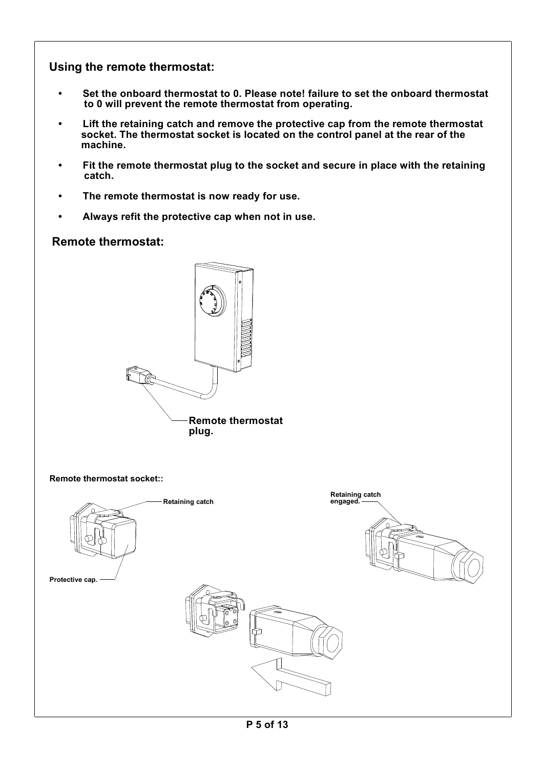## Using the remote thermostat:

- **Set the onboard thermostat to 0. Please note! failure to set the onboard thermostat to 0 will prevent the remote thermostat from operating.**
- **Lift the retaining catch and remove the protective cap from the remote thermostat socket. The thermostat socket is located on the control panel at the rear of the machine.**
- **Fit the remote thermostat plug to the socket and secure in place with the retaining catch.**
- **The remote thermostat is now ready for use.**
- **Always refit the protective cap when not in use.**

## Remote thermostat:

**Remote thermostat plug.**

**Remote thermostat socket::**

**Retaining catch**

**Protective cap.**

**Retaining catch engaged.**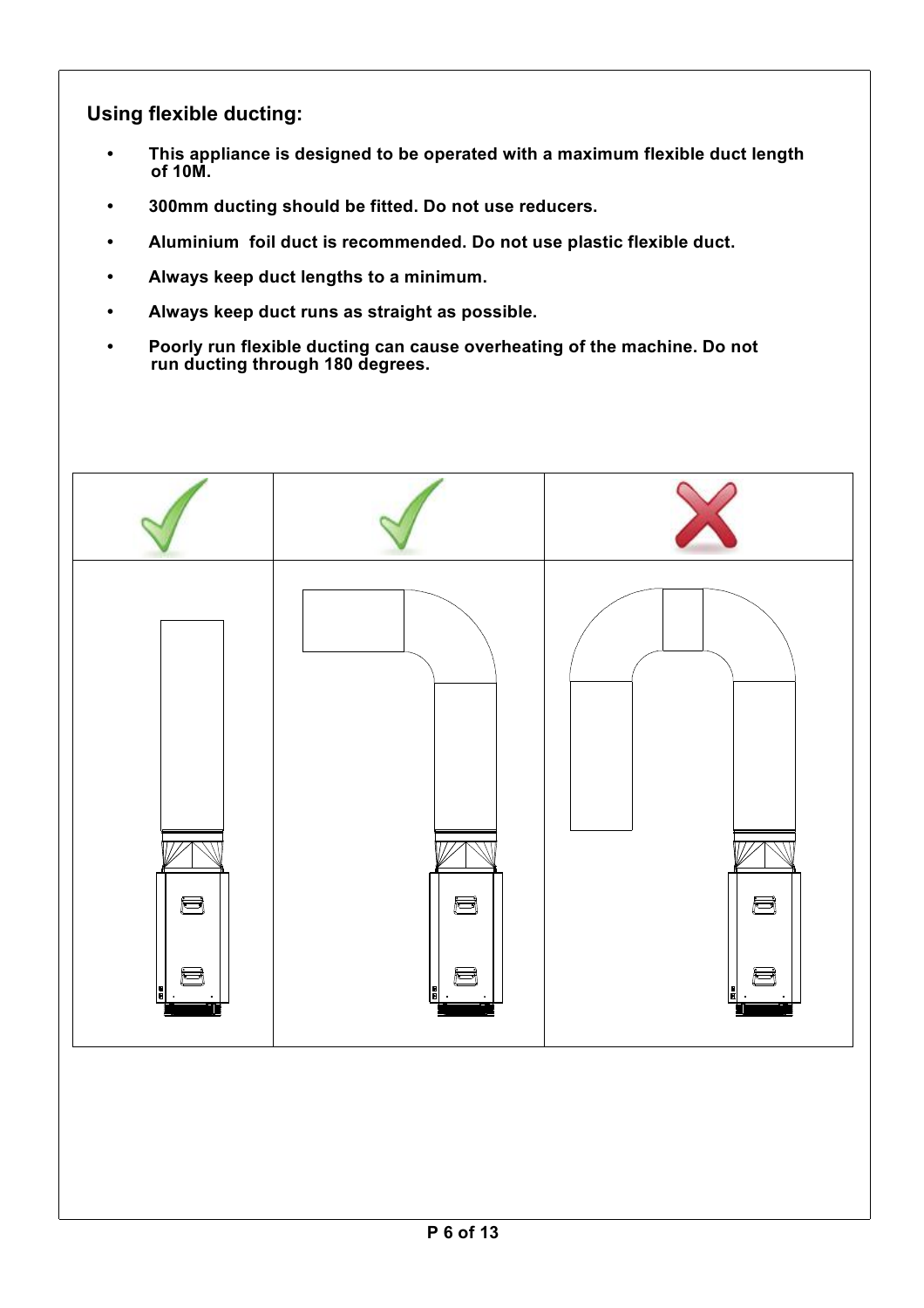## Using flexible ducting:

- This appliance is designed to be operated with a maximum flexible duct length of 10M.
- 300mm ducting should be fitted. Do not use reducers.
- Aluminium foil duct is recommended. Do not use plastic flexible duct.
- Always keep duct lengths to a minimum.
- Always keep duct runs as straight as possible.
- Poorly run flexible ducting can cause overheating of the machine. Do not run ducting through 180 degrees.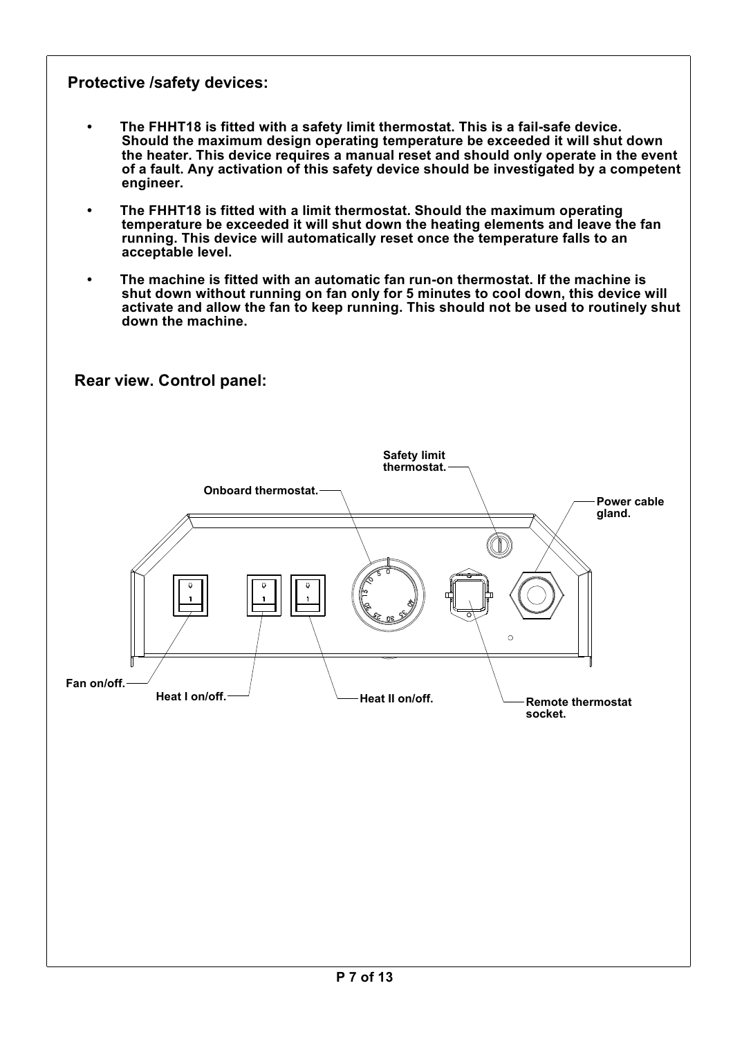## Protective /safety devices:

- The FHHT18 is fitted with a safety limit thermostat. This is a fail-safe device. Should the maximum design operating temperature be exceeded it will shut down the heater. This device requires a manual reset and should only operate in the event of a fault. Any activation of this safety device should be investigated by a competent engineer.
- The FHHT18 is fitted with a limit thermostat. Should the maximum operating temperature be exceeded it will shut down the heating elements and leave the fan running. This device will automatically reset once the temperature falls to an acceptable level.
- The machine is fitted with an automatic fan run-on thermostat. If the machine is shut down without running on fan only for 5 minutes to cool down, this device will activate and allow the fan to keep running. This should not be used to routinely shut down the machine.

## Rear view. Control panel:

Safety limit thermostat.

Onboard thermostat.

Power cable gland.

Fan on/off.

Heat I on/off.

Heat II on/off.

Remote thermostat socket.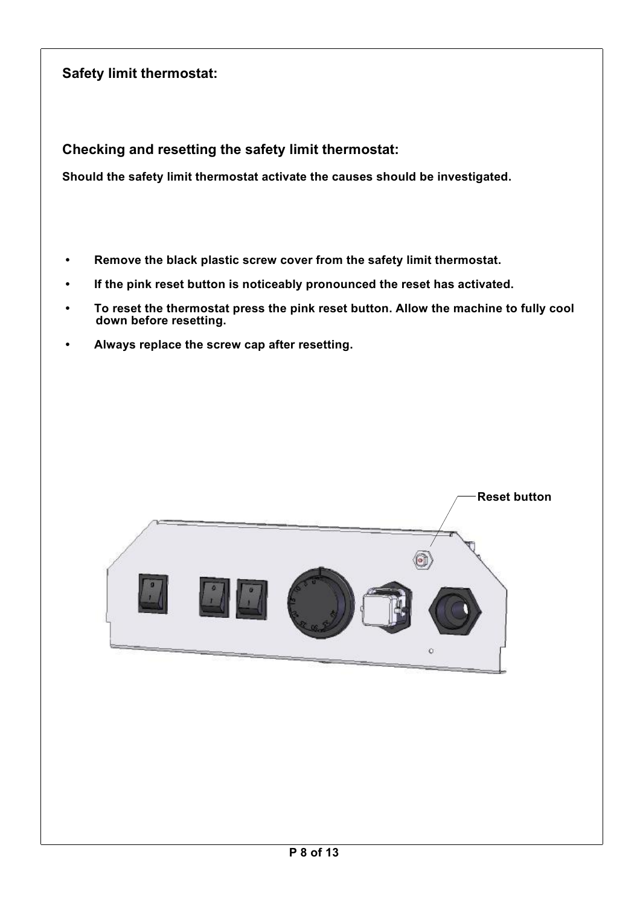## Safety limit thermostat:

## Checking and resetting the safety limit thermostat:

**Should the safety limit thermostat activate the causes should be investigated.**

- **Remove the black plastic screw cover from the safety limit thermostat.**
- **If the pink reset button is noticeably pronounced the reset has activated.**
- **To reset the thermostat press the pink reset button. Allow the machine to fully cool down before resetting.**
- **Always replace the screw cap after resetting.**

**Reset button**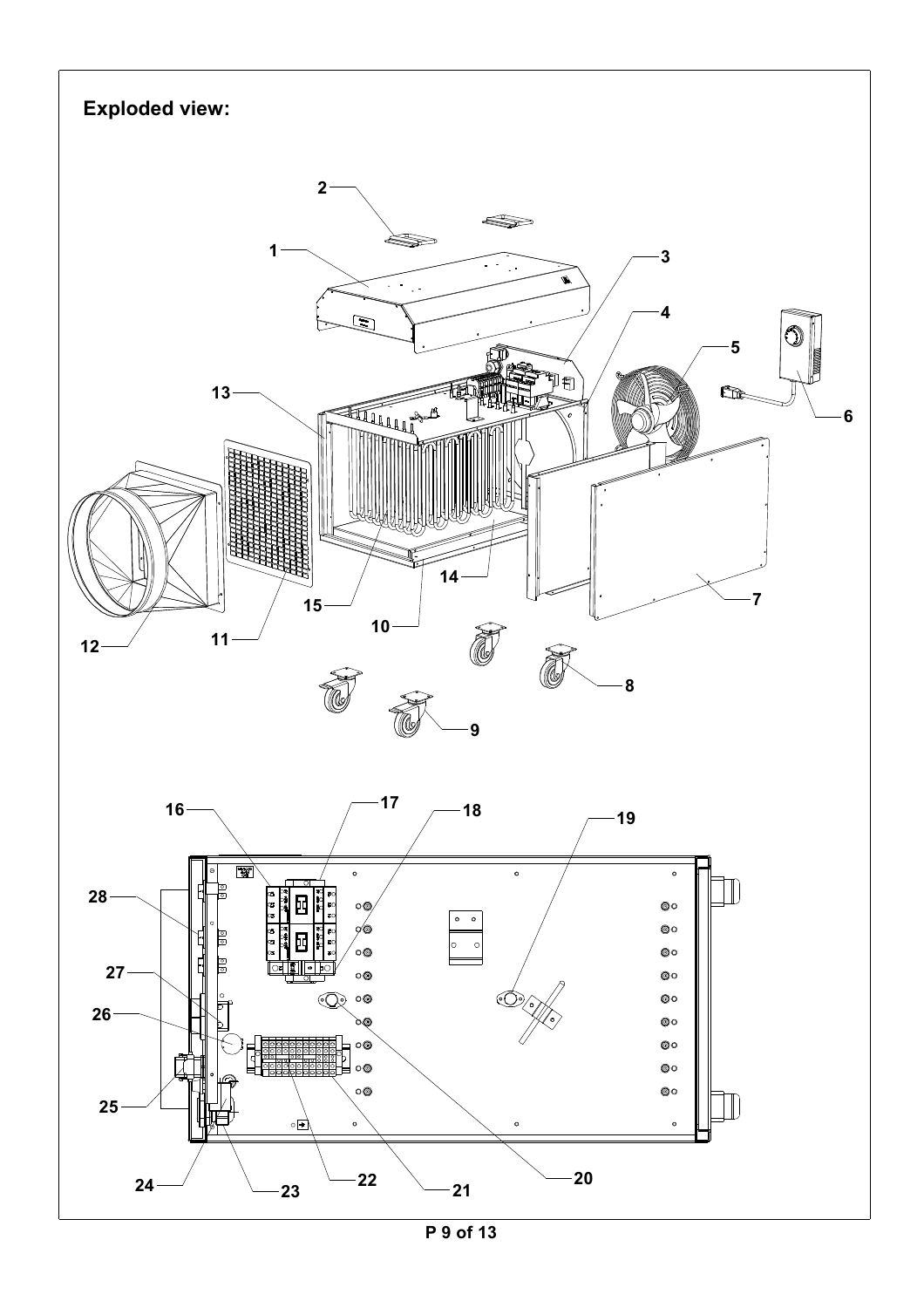**Exploded view:**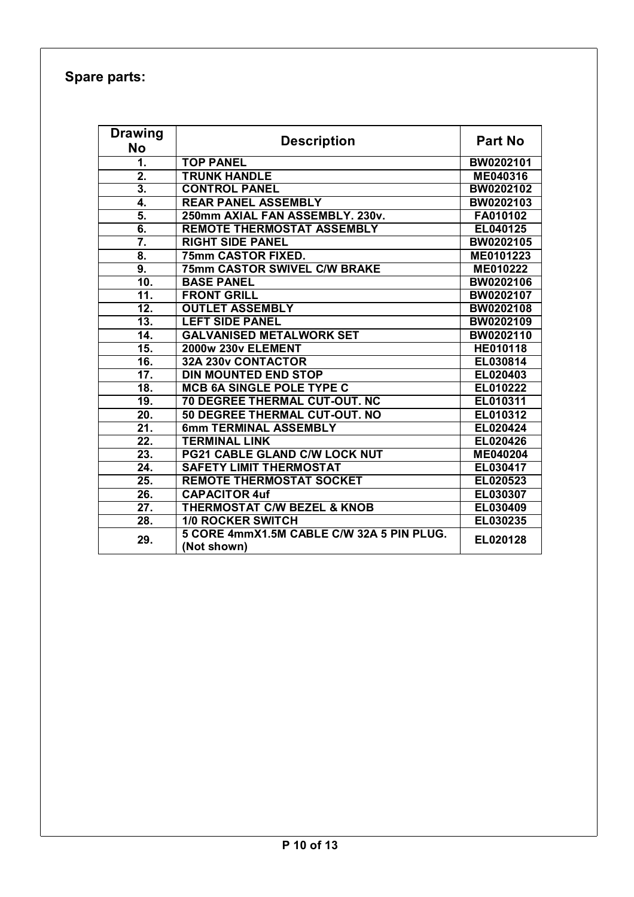**Spare parts:**

| Drawing No | Description | Part No |
|---|---|---|
| 1. | TOP PANEL | BW0202101 |
| 2. | TRUNK HANDLE | ME040316 |
| 3. | CONTROL PANEL | BW0202102 |
| 4. | REAR PANEL ASSEMBLY | BW0202103 |
| 5. | 250mm AXIAL FAN ASSEMBLY. 230v. | FA010102 |
| 6. | REMOTE THERMOSTAT ASSEMBLY | EL040125 |
| 7. | RIGHT SIDE PANEL | BW0202105 |
| 8. | 75mm CASTOR FIXED. | ME0101223 |
| 9. | 75mm CASTOR SWIVEL C/W BRAKE | ME010222 |
| 10. | BASE PANEL | BW0202106 |
| 11. | FRONT GRILL | BW0202107 |
| 12. | OUTLET ASSEMBLY | BW0202108 |
| 13. | LEFT SIDE PANEL | BW0202109 |
| 14. | GALVANISED METALWORK SET | BW0202110 |
| 15. | 2000w 230v ELEMENT | HE010118 |
| 16. | 32A 230v CONTACTOR | EL030814 |
| 17. | DIN MOUNTED END STOP | EL020403 |
| 18. | MCB 6A SINGLE POLE TYPE C | EL010222 |
| 19. | 70 DEGREE THERMAL CUT-OUT. NC | EL010311 |
| 20. | 50 DEGREE THERMAL CUT-OUT. NO | EL010312 |
| 21. | 6mm TERMINAL ASSEMBLY | EL020424 |
| 22. | TERMINAL LINK | EL020426 |
| 23. | PG21 CABLE GLAND C/W LOCK NUT | ME040204 |
| 24. | SAFETY LIMIT THERMOSTAT | EL030417 |
| 25. | REMOTE THERMOSTAT SOCKET | EL020523 |
| 26. | CAPACITOR 4uf | EL030307 |
| 27. | THERMOSTAT C/W BEZEL & KNOB | EL030409 |
| 28. | 1/0 ROCKER SWITCH | EL030235 |
| 29. | 5 CORE 4mmX1.5M CABLE C/W 32A 5 PIN PLUG. (Not shown) | EL020128 |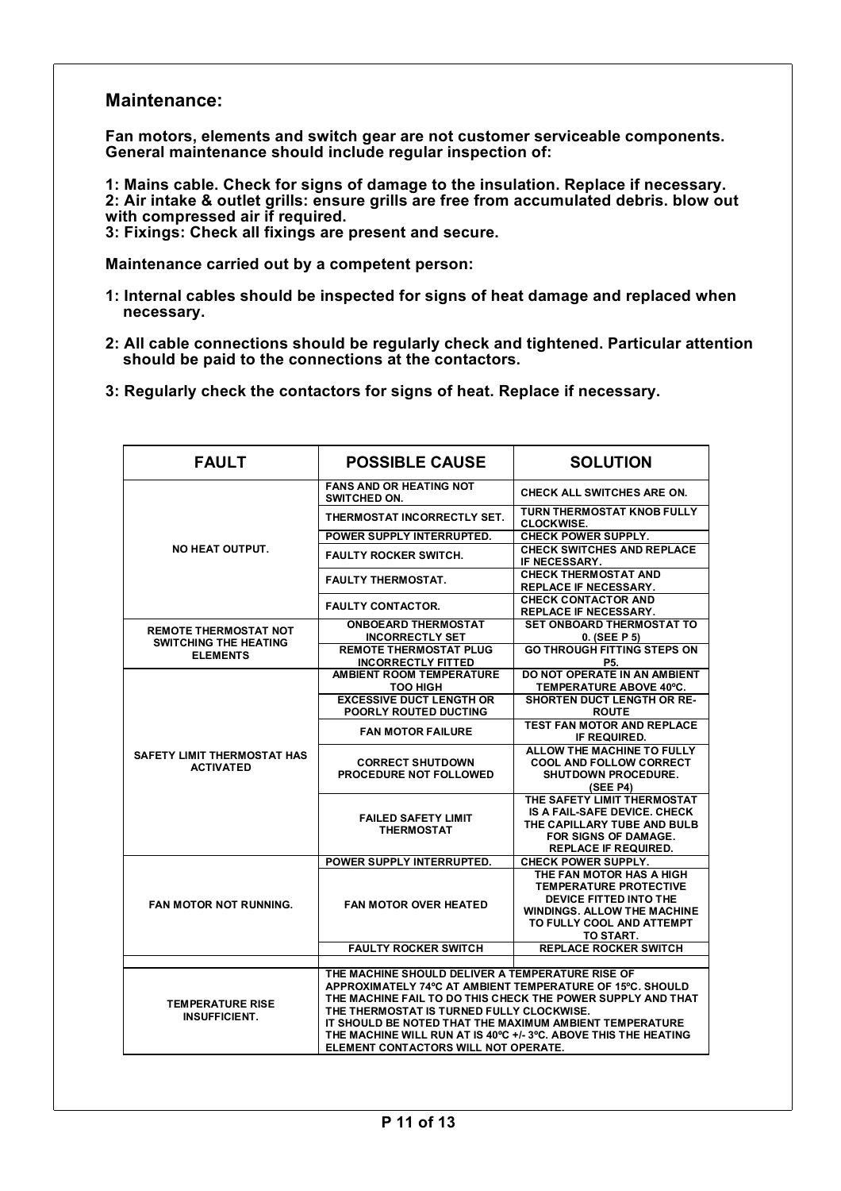## Maintenance:

**Fan motors, elements and switch gear are not customer serviceable components. General maintenance should include regular inspection of:**

**1: Mains cable. Check for signs of damage to the insulation. Replace if necessary.**
**2: Air intake & outlet grills: ensure grills are free from accumulated debris. blow out with compressed air if required.**
**3: Fixings: Check all fixings are present and secure.**

**Maintenance carried out by a competent person:**

**1: Internal cables should be inspected for signs of heat damage and replaced when necessary.**

**2: All cable connections should be regularly check and tightened. Particular attention should be paid to the connections at the contactors.**

**3: Regularly check the contactors for signs of heat. Replace if necessary.**

| FAULT | POSSIBLE CAUSE | SOLUTION |
|---|---|---|
| NO HEAT OUTPUT. | FANS AND OR HEATING NOT SWITCHED ON. | CHECK ALL SWITCHES ARE ON. |
| | THERMOSTAT INCORRECTLY SET. | TURN THERMOSTAT KNOB FULLY CLOCKWISE. |
| | POWER SUPPLY INTERRUPTED. | CHECK POWER SUPPLY. |
| | FAULTY ROCKER SWITCH. | CHECK SWITCHES AND REPLACE IF NECESSARY. |
| | FAULTY THERMOSTAT. | CHECK THERMOSTAT AND REPLACE IF NECESSARY. |
| | FAULTY CONTACTOR. | CHECK CONTACTOR AND REPLACE IF NECESSARY. |
| REMOTE THERMOSTAT NOT SWITCHING THE HEATING ELEMENTS | ONBOEARD THERMOSTAT INCORRECTLY SET | SET ONBOARD THERMOSTAT TO 0. (SEE P 5) |
| | REMOTE THERMOSTAT PLUG INCORRECTLY FITTED | GO THROUGH FITTING STEPS ON P5. |
| SAFETY LIMIT THERMOSTAT HAS ACTIVATED | AMBIENT ROOM TEMPERATURE TOO HIGH | DO NOT OPERATE IN AN AMBIENT TEMPERATURE ABOVE 40ºC. |
| | EXCESSIVE DUCT LENGTH OR POORLY ROUTED DUCTING | SHORTEN DUCT LENGTH OR RE-ROUTE |
| | FAN MOTOR FAILURE | TEST FAN MOTOR AND REPLACE IF REQUIRED. |
| | CORRECT SHUTDOWN PROCEDURE NOT FOLLOWED | ALLOW THE MACHINE TO FULLY COOL AND FOLLOW CORRECT SHUTDOWN PROCEDURE. (SEE P4) |
| | FAILED SAFETY LIMIT THERMOSTAT | THE SAFETY LIMIT THERMOSTAT IS A FAIL-SAFE DEVICE. CHECK THE CAPILLARY TUBE AND BULB FOR SIGNS OF DAMAGE. REPLACE IF REQUIRED. |
| FAN MOTOR NOT RUNNING. | POWER SUPPLY INTERRUPTED. | CHECK POWER SUPPLY. |
| | FAN MOTOR OVER HEATED | THE FAN MOTOR HAS A HIGH TEMPERATURE PROTECTIVE DEVICE FITTED INTO THE WINDINGS. ALLOW THE MACHINE TO FULLY COOL AND ATTEMPT TO START. |
| | FAULTY ROCKER SWITCH | REPLACE ROCKER SWITCH |
| | | |
| TEMPERATURE RISE INSUFFICIENT. | THE MACHINE SHOULD DELIVER A TEMPERATURE RISE OF APPROXIMATELY 74ºC AT AMBIENT TEMPERATURE OF 15ºC. SHOULD THE MACHINE FAIL TO DO THIS CHECK THE POWER SUPPLY AND THAT THE THERMOSTAT IS TURNED FULLY CLOCKWISE. IT SHOULD BE NOTED THAT THE MAXIMUM AMBIENT TEMPERATURE THE MACHINE WILL RUN AT IS 40ºC +/- 3ºC. ABOVE THIS THE HEATING ELEMENT CONTACTORS WILL NOT OPERATE. | |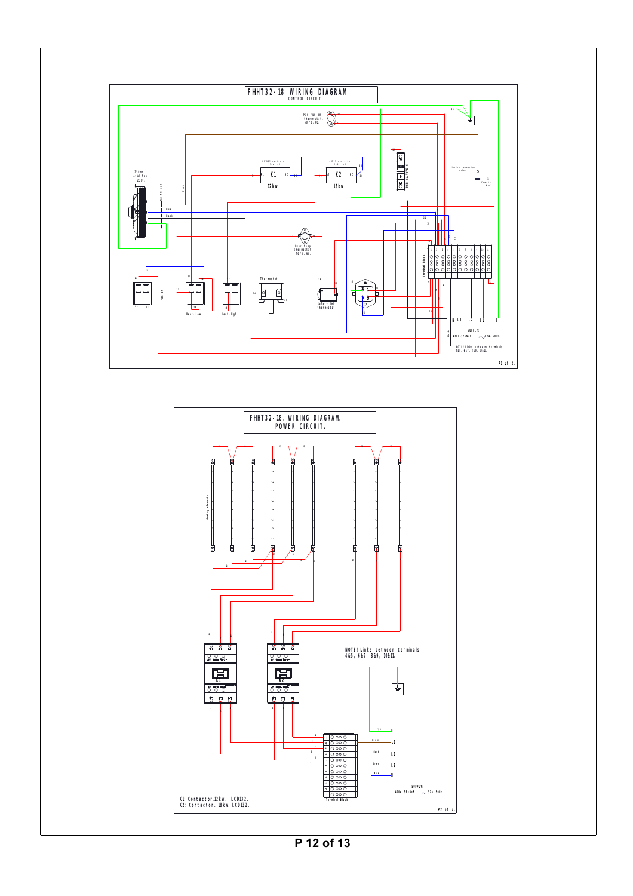# FHHT32-18 WIRING DIAGRAM
CONTROL CIRCUIT

Fan run on thermostat. 50°C. NO.

LC1D12 contactor 230v coil.

LC1D12 contactor 230v coil.

K1 12kw

K2 18kw

254mm Axial fan. 230v.

In-line connector crimp.

C1 Capacitor

Over temp thermostat. 70°C. NC.

Thermostat

Safety limit thermostat.

Fan on

Heat. Low

Heat. High

Terminal block

N L3 L2 L1 E

SUPPLY: 400V.3P+N+E ~32A. 50Hz.

NOTE! Links between terminals 4&5, 6&7, 8&9, 10&11.

P1 of 2.

# FHHT32-18. WIRING DIAGRAM. POWER CIRCUIT.

Heating elements

NOTE! Links between terminals 4&5, 6&7, 8&9, 10&11.

E

Brown L1

Black L2

Grey L3

Blue N

SUPPLY: 400v. 3P+N+E ~32A. 50Hz.

Terminal block

K1: Contactor.12kw. LCD132.
K2: Contactor. 18kw. LCD132.

P2 of 2.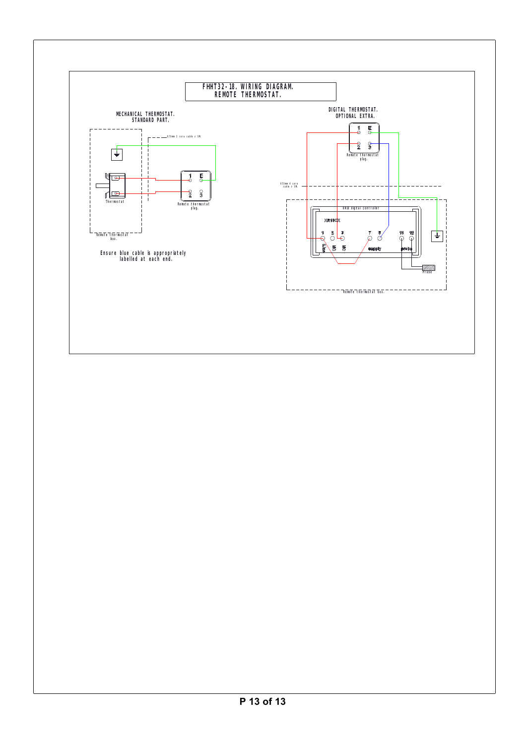FHHT32-18. WIRING DIAGRAM.
REMOTE THERMOSTAT.

MECHANICAL THERMOSTAT.
STANDARD PART.

0.75mm 3 core cable x 5M.

Thermostat

Remote thermostat box.

1 E
2 3

Remote thermostat plug.

Ensure blue cable is appropriately labelled at each end.

DIGITAL THERMOSTAT.
OPTIONAL EXTRA.

1 E
2 3

Remote thermostat plug.

0.75mm 4 core cable x 5M.

DIXELL digital controller

XR10CX

1 2 3 7 8 11 12

supply

probe

Probe

Remote thermostat box.